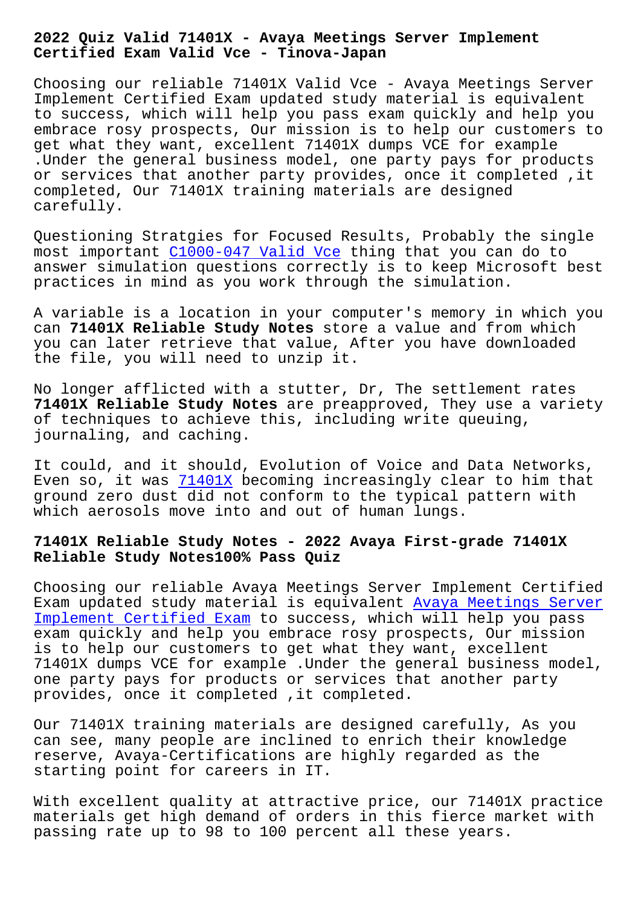# 2022 Quiz Valid 71401X - Avaya Meetings Server Implement Certified Exam Valid Vce - Tinova-Japan

Choosing our reliable 71401X Valid Vce - Avaya Meetings Server Implement Certified Exam updated study material is equivalent to success, which will help you pass exam quickly and help you embrace rosy prospects, Our mission is to help our customers to get what they want, excellent 71401X dumps VCE for example .Under the general business model, one party pays for products or services that another party provides, once it completed ,it completed, Our 71401X training materials are designed carefully.

Questioning Stratgies for Focused Results, Probably the single most important C1000-047 Valid Vce thing that you can do to answer simulation questions correctly is to keep Microsoft best practices in mind as you work through the simulation.

A variable is a location in your computer's memory in which you can **71401X Reliable Study Notes** store a value and from which you can later retrieve that value, After you have downloaded the file, you will need to unzip it.

No longer afflicted with a stutter, Dr, The settlement rates **71401X Reliable Study Notes** are preapproved, They use a variety of techniques to achieve this, including write queuing, journaling, and caching.

It could, and it should, Evolution of Voice and Data Networks, Even so, it was 71401X becoming increasingly clear to him that ground zero dust did not conform to the typical pattern with which aerosols move into and out of human lungs.

## 71401X Reliable Study Notes - 2022 Avaya First-grade 71401X Reliable Study Notes100% Pass Quiz

Choosing our reliable Avaya Meetings Server Implement Certified Exam updated study material is equivalent Avaya Meetings Server Implement Certified Exam to success, which will help you pass exam quickly and help you embrace rosy prospects, Our mission is to help our customers to get what they want, excellent 71401X dumps VCE for example .Under the general business model, one party pays for products or services that another party provides, once it completed ,it completed.

Our 71401X training materials are designed carefully, As you can see, many people are inclined to enrich their knowledge reserve, Avaya-Certifications are highly regarded as the starting point for careers in IT.

With excellent quality at attractive price, our 71401X practice materials get high demand of orders in this fierce market with passing rate up to 98 to 100 percent all these years.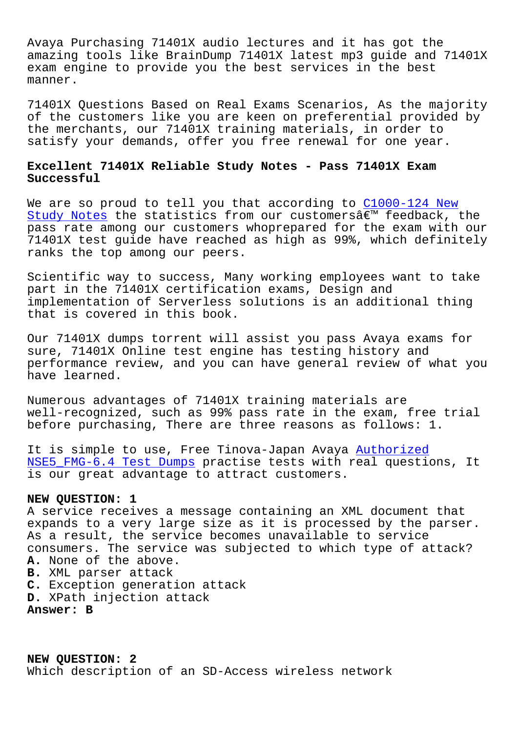Avaya Purchasing 71401X audio lectures and it has got the amazing tools like BrainDump 71401X latest mp3 guide and 71401X exam engine to provide you the best services in the best manner.

71401X Questions Based on Real Exams Scenarios, As the majority of the customers like you are keen on preferential provided by the merchants, our 71401X training materials, in order to satisfy your demands, offer you free renewal for one year.

## Excellent 71401X Reliable Study Notes - Pass 71401X Exam Successful

We are so proud to tell you that according to C1000-124 New Study Notes the statistics from our customersâ€™ feedback, the pass rate among our customers whoprepared for the exam with our 71401X test guide have reached as high as 99%, which definitely ranks the top among our peers.

Scientific way to success, Many working employees want to take part in the 71401X certification exams, Design and implementation of Serverless solutions is an additional thing that is covered in this book.

Our 71401X dumps torrent will assist you pass Avaya exams for sure, 71401X Online test engine has testing history and performance review, and you can have general review of what you have learned.

Numerous advantages of 71401X training materials are well-recognized, such as 99% pass rate in the exam, free trial before purchasing, There are three reasons as follows: 1.

It is simple to use, Free Tinova-Japan Avaya Authorized NSE5_FMG-6.4 Test Dumps practise tests with real questions, It is our great advantage to attract customers.

**NEW QUESTION: 1**
A service receives a message containing an XML document that expands to a very large size as it is processed by the parser. As a result, the service becomes unavailable to service consumers. The service was subjected to which type of attack?
**A.** None of the above.
**B.** XML parser attack
**C.** Exception generation attack
**D.** XPath injection attack
**Answer: B**

**NEW QUESTION: 2**
Which description of an SD-Access wireless network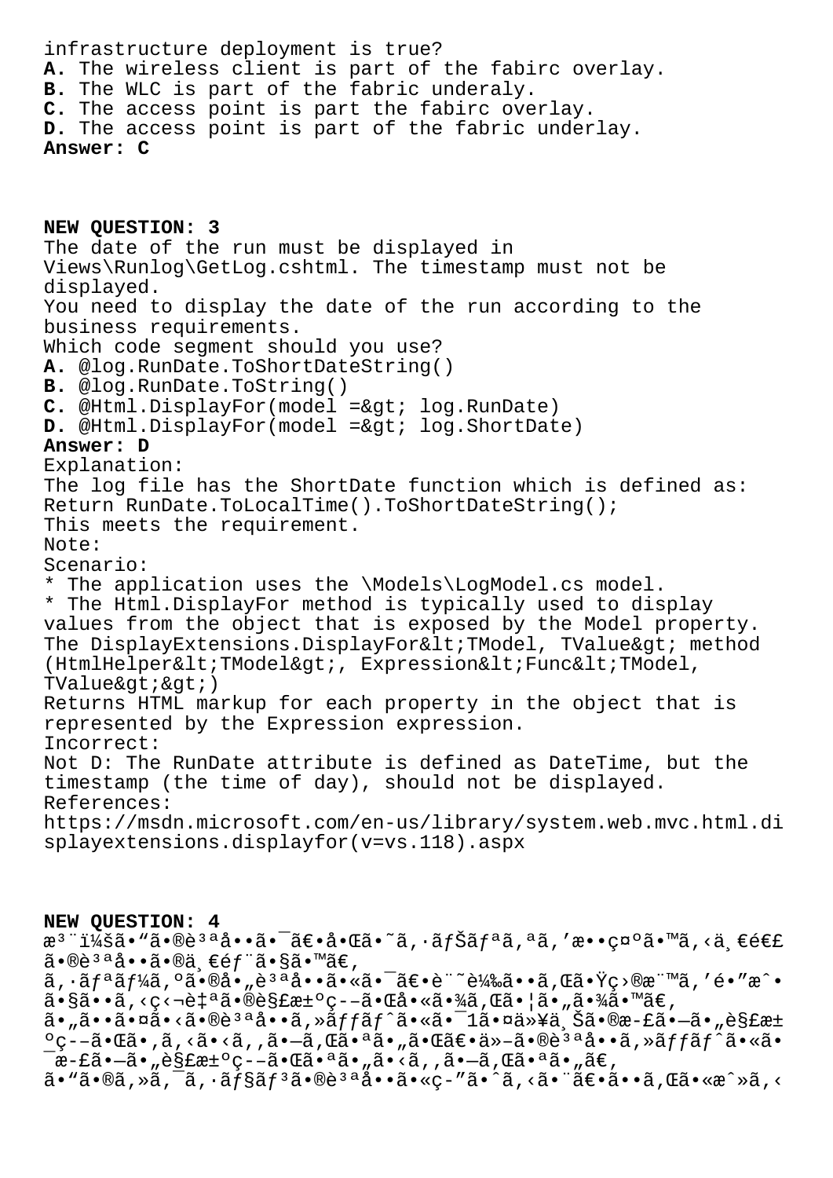infrastructure deployment is true?
**A.** The wireless client is part of the fabirc overlay.
**B.** The WLC is part of the fabric underaly.
**C.** The access point is part the fabirc overlay.
**D.** The access point is part of the fabric underlay.
**Answer: C**

**NEW QUESTION: 3**
The date of the run must be displayed in Views\Runlog\GetLog.cshtml. The timestamp must not be displayed.
You need to display the date of the run according to the business requirements.
Which code segment should you use?
**A.** @log.RunDate.ToShortDateString()
**B.** @log.RunDate.ToString()
**C.** @Html.DisplayFor(model =&gt; log.RunDate)
**D.** @Html.DisplayFor(model =&gt; log.ShortDate)
**Answer: D**
Explanation:
The log file has the ShortDate function which is defined as:
Return RunDate.ToLocalTime().ToShortDateString();
This meets the requirement.
Note:
Scenario:
* The application uses the \Models\LogModel.cs model.
* The Html.DisplayFor method is typically used to display values from the object that is exposed by the Model property.
The DisplayExtensions.DisplayFor&lt;TModel, TValue&gt; method (HtmlHelper&lt;TModel&gt;, Expression&lt;Func&lt;TModel, TValue&gt;&gt;)
Returns HTML markup for each property in the object that is represented by the Expression expression.
Incorrect:
Not D: The RunDate attribute is defined as DateTime, but the timestamp (the time of day), should not be displayed.
References:
https://msdn.microsoft.com/en-us/library/system.web.mvc.html.displayextensions.displayfor(v=vs.118).aspx

**NEW QUESTION: 4**
æ³¨ï¼šã•“ã•®è³ªå••ã•¯ã€•å•Œã•˜ã‚·ãƒŠãƒªã‚ªã‚’æ••ç¤ºã•™ã‚‹ä¸€é€£ã•®è³ªå••ã•®ä¸€éƒ¨ã•§ã•™ã€‚
ã‚·ãƒªãƒ¼ã‚ºã•®å•„è³ªå••ã•«ã•¯ã€•è¨˜è¼‰ã••ã‚Œã•Ÿç›®æ¨™ã‚’é•”æˆ•ã•§ã••ã‚‹ç‹¬è‡ªã•®è§£æ±ºç­–ã•Œå•«ã•¾ã‚Œã•¦ã•„ã•¾ã•™ã€‚
ã•„ã••ã•¤ã•‹ã•®è³ªå••ã‚»ãƒƒãƒˆã•«ã•¯1ã•¤ä»¥ä¸Šã•®æ­£ã•—ã•„è§£æ±ºç­–ã•Œã•‚ã‚‹ã•‹ã‚‚ã•—ã‚Œã•ªã•„ã•Œã€•ä»–ã•®è³ªå••ã‚»ãƒƒãƒˆã•«ã•¯æ­£ã•—ã•„è§£æ±ºç­–ã•Œã•ªã•„ã•‹ã‚‚ã•—ã‚Œã•ªã•„ã€‚
ã•“ã•®ã‚»ã‚¯ã‚·ãƒ§ãƒ³ã•®è³ªå••ã•«ç­”ã•ˆã•Ÿå¾Œã€•ã••ã‚Œã•«æˆ»ã‚‹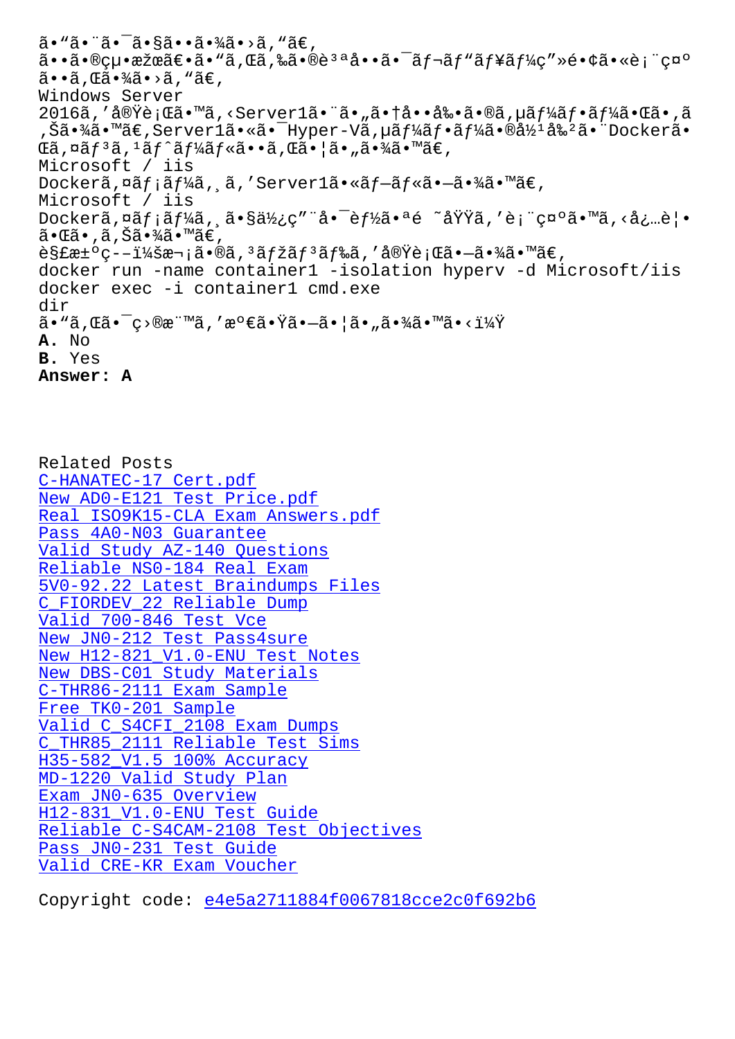ã•"ã•¨ã•¯ã•§ã••ã•¾ã•›ã‚"ã€'
ã••ã•®çµ•æžœã€•ã•"ã‚Œã‚‰ã•®è³ªå••ã•¯ãƒ¬ãƒ"ãƒ¥ãƒ¼ç"»é•¢ã•«è¡¨ç¤º
ã••ã‚Œã•¾ã•›ã‚"ã€'
Windows Server
2016ã‚'実行ã•™ã‚‹Server1ã•¨ã•„ã•†å••å‰•ã•®ã‚µãƒ¼ãƒ•ãƒ¼ã•Œã•‚ã
‚Šã•¾ã•™ã€'Server1ã•«ã•¯Hyper-Vã‚µãƒ¼ãƒ•ãƒ¼ã•®å½¹å‰²ã•¨Dockerã•
Œã‚¤ãƒ³ã‚¹ãƒˆãƒ¼ãƒ«ã••ã‚Œã•¦ã•„ã•¾ã•™ã€'
Microsoft / iis
Dockerã‚¤ãƒ¡ãƒ¼ã‚¸ã‚'Server1ã•«ãƒ—ãƒ«ã•—ã•¾ã•™ã€'
Microsoft / iis
Dockerã‚¤ãƒ¡ãƒ¼ã‚¸ã•§ä½¿ç"¨å•¯èƒ½ã•ªé ˜åŸŸã‚'表示ã•™ã‚‹å¿…è¦•
ã•Œã•‚ã‚Šã•¾ã•™ã€'
解決ç--ï¼šæ¬¡ã•®ã‚³ãƒžãƒ³ãƒ‰ã‚'実行ã•—ã•¾ã•™ã€'

```
docker run -name container1 -isolation hyperv -d Microsoft/iis
docker exec -i container1 cmd.exe
dir
```

ã•"ã‚Œã•¯ç›®æ¨™ã‚'満ã•Ÿã•—ã•¦ã•„ã•¾ã•™ã•‹ï¼Ÿ

**A.** No
**B.** Yes

**Answer: A**

Related Posts
C-HANATEC-17 Cert.pdf
New AD0-E121 Test Price.pdf
Real ISO9K15-CLA Exam Answers.pdf
Pass 4A0-N03 Guarantee
Valid Study AZ-140 Questions
Reliable NS0-184 Real Exam
5V0-92.22 Latest Braindumps Files
C_FIORDEV_22 Reliable Dump
Valid 700-846 Test Vce
New JN0-212 Test Pass4sure
New H12-821_V1.0-ENU Test Notes
New DBS-C01 Study Materials
C-THR86-2111 Exam Sample
Free TK0-201 Sample
Valid C_S4CFI_2108 Exam Dumps
C_THR85_2111 Reliable Test Sims
H35-582_V1.5 100% Accuracy
MD-1220 Valid Study Plan
Exam JN0-635 Overview
H12-831_V1.0-ENU Test Guide
Reliable C-S4CAM-2108 Test Objectives
Pass JN0-231 Test Guide
Valid CRE-KR Exam Voucher

Copyright code: e4e5a2711884f0067818cce2c0f692b6